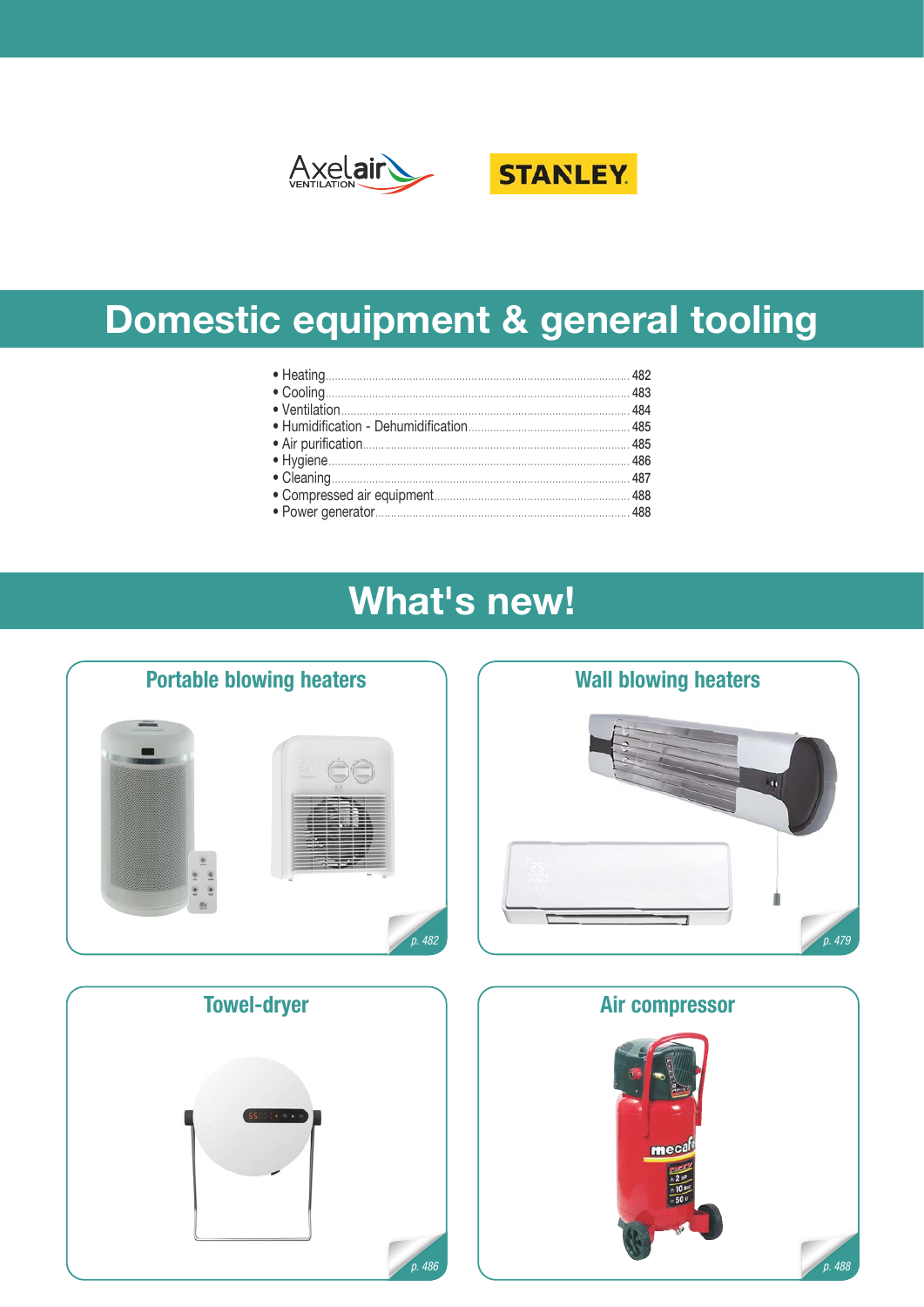Axelair VENTILATION

STANLEY

# Domestic equipment & general tooling

- Heating ........ 482
- Cooling ........ 483
- Ventilation ........ 484
- Humidification - Dehumidification ........ 485
- Air purification ........ 485
- Hygiene ........ 486
- Cleaning ........ 487
- Compressed air equipment ........ 488
- Power generator ........ 488

# What's new!

### Portable blowing heaters

p. 482

### Wall blowing heaters

p. 479

### Towel-dryer

p. 486

### Air compressor

p. 488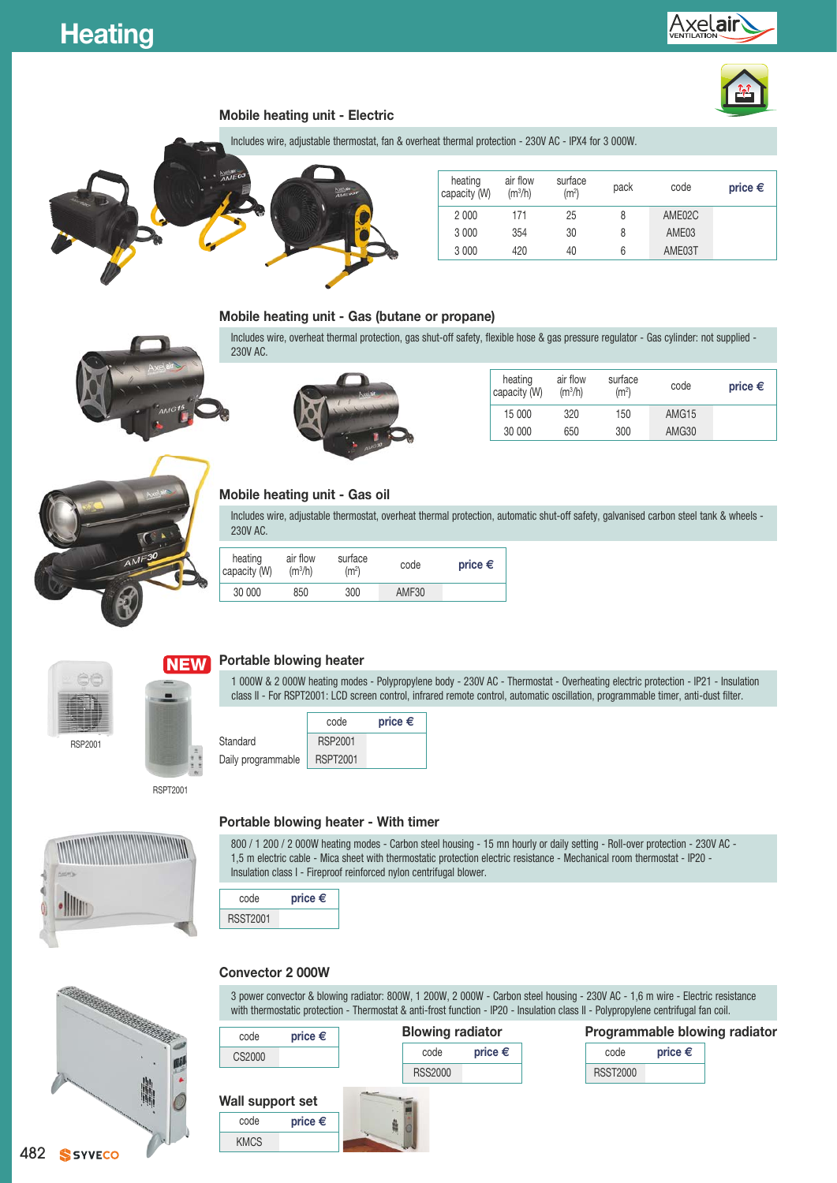# Heating

## Mobile heating unit - Electric

Includes wire, adjustable thermostat, fan & overheat thermal protection - 230V AC - IPX4 for 3 000W.

| heating capacity (W) | air flow ($m^3$/h) | surface ($m^2$) | pack | code | price € |
|---|---|---|---|---|---|
| 2 000 | 171 | 25 | 8 | AME02C | |
| 3 000 | 354 | 30 | 8 | AME03 | |
| 3 000 | 420 | 40 | 6 | AME03T | |

## Mobile heating unit - Gas (butane or propane)

Includes wire, overheat thermal protection, gas shut-off safety, flexible hose & gas pressure regulator - Gas cylinder: not supplied - 230V AC.

| heating capacity (W) | air flow ($m^3$/h) | surface ($m^2$) | code | price € |
|---|---|---|---|---|
| 15 000 | 320 | 150 | AMG15 | |
| 30 000 | 650 | 300 | AMG30 | |

## Mobile heating unit - Gas oil

Includes wire, adjustable thermostat, overheat thermal protection, automatic shut-off safety, galvanised carbon steel tank & wheels - 230V AC.

| heating capacity (W) | air flow ($m^3$/h) | surface ($m^2$) | code | price € |
|---|---|---|---|---|
| 30 000 | 850 | 300 | AMF30 | |

## NEW Portable blowing heater

1 000W & 2 000W heating modes - Polypropylene body - 230V AC - Thermostat - Overheating electric protection - IP21 - Insulation class II - For RSPT2001: LCD screen control, infrared remote control, automatic oscillation, programmable timer, anti-dust filter.

| | code | price € |
|---|---|---|
| Standard | RSP2001 | |
| Daily programmable | RSPT2001 | |

RSP2001

RSPT2001

## Portable blowing heater - With timer

800 / 1 200 / 2 000W heating modes - Carbon steel housing - 15 mn hourly or daily setting - Roll-over protection - 230V AC - 1,5 m electric cable - Mica sheet with thermostatic protection electric resistance - Mechanical room thermostat - IP20 - Insulation class I - Fireproof reinforced nylon centrifugal blower.

| code | price € |
|---|---|
| RSST2001 | |

## Convector 2 000W

3 power convector & blowing radiator: 800W, 1 200W, 2 000W - Carbon steel housing - 230V AC - 1,6 m wire - Electric resistance with thermostatic protection - Thermostat & anti-frost function - IP20 - Insulation class II - Polypropylene centrifugal fan coil.

| code | price € |
|---|---|
| CS2000 | |

### Blowing radiator

| code | price € |
|---|---|
| RSS2000 | |

### Programmable blowing radiator

| code | price € |
|---|---|
| RSST2000 | |

### Wall support set

| code | price € |
|---|---|
| KMCS | |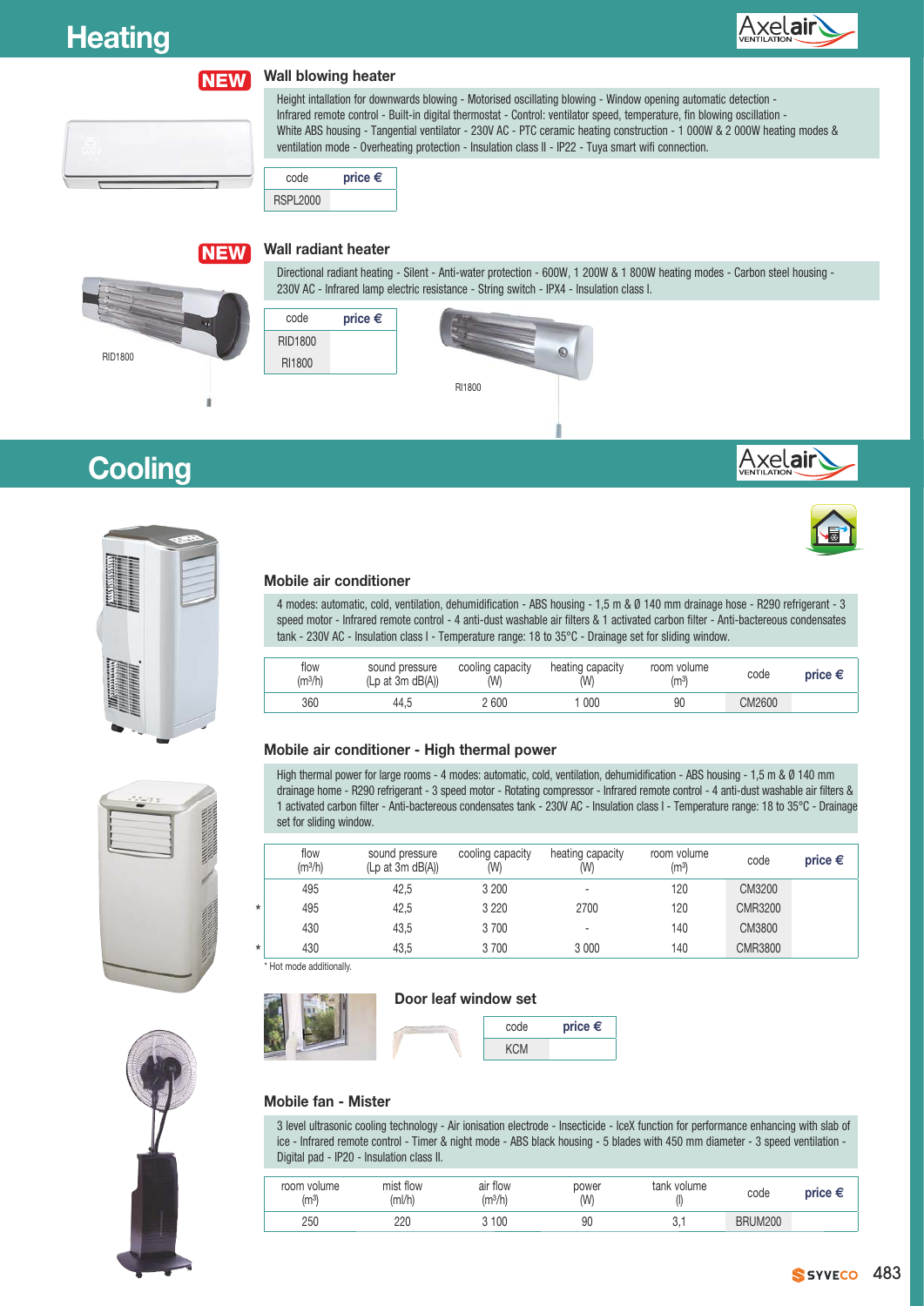# Heating

NEW

### Wall blowing heater

Height intallation for downwards blowing - Motorised oscillating blowing - Window opening automatic detection - Infrared remote control - Built-in digital thermostat - Control: ventilator speed, temperature, fin blowing oscillation - White ABS housing - Tangential ventilator - 230V AC - PTC ceramic heating construction - 1 000W & 2 000W heating modes & ventilation mode - Overheating protection - Insulation class II - IP22 - Tuya smart wifi connection.

| code | price € |
| --- | --- |
| RSPL2000 | |

NEW

### Wall radiant heater

Directional radiant heating - Silent - Anti-water protection - 600W, 1 200W & 1 800W heating modes - Carbon steel housing - 230V AC - Infrared lamp electric resistance - String switch - IPX4 - Insulation class I.

| code | price € |
| --- | --- |
| RID1800 | |
| RI1800 | |

RID1800

RI1800

# Cooling

### Mobile air conditioner

4 modes: automatic, cold, ventilation, dehumidification - ABS housing - 1,5 m & Ø 140 mm drainage hose - R290 refrigerant - 3 speed motor - Infrared remote control - 4 anti-dust washable air filters & 1 activated carbon filter - Anti-bactereous condensates tank - 230V AC - Insulation class I - Temperature range: 18 to 35°C - Drainage set for sliding window.

| flow ($m^3$/h) | sound pressure (Lp at 3m dB(A)) | cooling capacity (W) | heating capacity (W) | room volume ($m^3$) | code | price € |
| --- | --- | --- | --- | --- | --- | --- |
| 360 | 44,5 | 2 600 | 1 000 | 90 | CM2600 | |

### Mobile air conditioner - High thermal power

High thermal power for large rooms - 4 modes: automatic, cold, ventilation, dehumidification - ABS housing - 1,5 m & Ø 140 mm drainage home - R290 refrigerant - 3 speed motor - Rotating compressor - Infrared remote control - 4 anti-dust washable air filters & 1 activated carbon filter - Anti-bactereous condensates tank - 230V AC - Insulation class I - Temperature range: 18 to 35°C - Drainage set for sliding window.

| | flow ($m^3$/h) | sound pressure (Lp at 3m dB(A)) | cooling capacity (W) | heating capacity (W) | room volume ($m^3$) | code | price € |
| --- | --- | --- | --- | --- | --- | --- | --- |
| | 495 | 42,5 | 3 200 | - | 120 | CM3200 | |
| * | 495 | 42,5 | 3 220 | 2700 | 120 | CMR3200 | |
| | 430 | 43,5 | 3 700 | - | 140 | CM3800 | |
| * | 430 | 43,5 | 3 700 | 3 000 | 140 | CMR3800 | |

* Hot mode additionally.

### Door leaf window set

| code | price € |
| --- | --- |
| KCM | |

### Mobile fan - Mister

3 level ultrasonic cooling technology - Air ionisation electrode - Insecticide - IceX function for performance enhancing with slab of ice - Infrared remote control - Timer & night mode - ABS black housing - 5 blades with 450 mm diameter - 3 speed ventilation - Digital pad - IP20 - Insulation class II.

| room volume ($m^3$) | mist flow (ml/h) | air flow ($m^3$/h) | power (W) | tank volume (l) | code | price € |
| --- | --- | --- | --- | --- | --- | --- |
| 250 | 220 | 3 100 | 90 | 3,1 | BRUM200 | |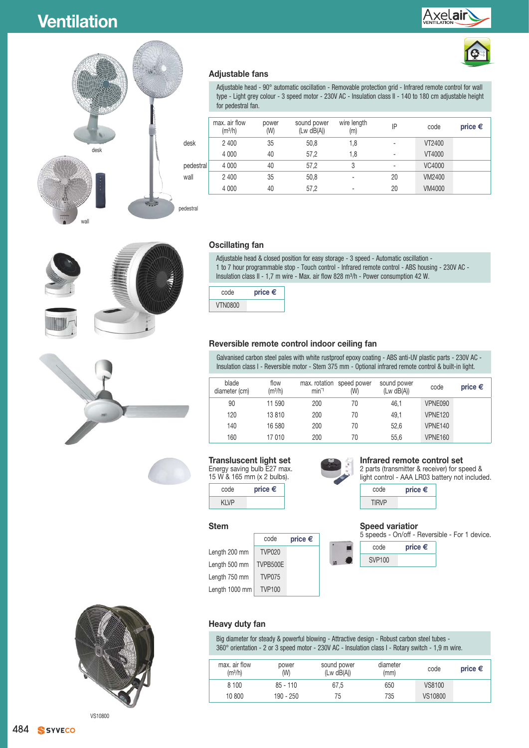# Ventilation

## Adjustable fans

Adjustable head - 90° automatic oscillation - Removable protection grid - Infrared remote control for wall type - Light grey colour - 3 speed motor - 230V AC - Insulation class II - 140 to 180 cm adjustable height for pedestral fan.

| | max. air flow (m³/h) | power (W) | sound power (Lw dB(A)) | wire length (m) | IP | code | price € |
|---|---|---|---|---|---|---|---|
| desk | 2 400 | 35 | 50,8 | 1,8 | - | VT2400 | |
| | 4 000 | 40 | 57,2 | 1,8 | - | VT4000 | |
| pedestral | 4 000 | 40 | 57,2 | 3 | - | VC4000 | |
| wall | 2 400 | 35 | 50,8 | - | 20 | VM2400 | |
| | 4 000 | 40 | 57,2 | - | 20 | VM4000 | |

desk

wall

pedestral

## Oscillating fan

Adjustable head & closed position for easy storage - 3 speed - Automatic oscillation - 1 to 7 hour programmable stop - Touch control - Infrared remote control - ABS housing - 230V AC - Insulation class II - 1,7 m wire - Max. air flow 828 m³/h - Power consumption 42 W.

| code | price € |
|---|---|
| VTN0800 | |

## Reversible remote control indoor ceiling fan

Galvanised carbon steel pales with white rustproof epoxy coating - ABS anti-UV plastic parts - 230V AC - Insulation class I - Reversible motor - Stem 375 mm - Optional infrared remote control & built-in light.

| blade diameter (cm) | flow (m³/h) | max. rotation min⁻¹ | speed power (W) | sound power (Lw dB(A)) | code | price € |
|---|---|---|---|---|---|---|
| 90 | 11 590 | 200 | 70 | 46,1 | VPNE090 | |
| 120 | 13 810 | 200 | 70 | 49,1 | VPNE120 | |
| 140 | 16 580 | 200 | 70 | 52,6 | VPNE140 | |
| 160 | 17 010 | 200 | 70 | 55,6 | VPNE160 | |

### Transluscent light set

Energy saving bulb E27 max. 15 W & 165 mm (x 2 bulbs).

| code | price € |
|---|---|
| KLVP | |

### Infrared remote control set

2 parts (transmitter & receiver) for speed & light control - AAA LR03 battery not included.

| code | price € |
|---|---|
| TIRVP | |

### Stem

| | code | price € |
|---|---|---|
| Length 200 mm | TVP020 | |
| Length 500 mm | TVPB500E | |
| Length 750 mm | TVP075 | |
| Length 1000 mm | TVP100 | |

### Speed variatior

5 speeds - On/off - Reversible - For 1 device.

| code | price € |
|---|---|
| SVP100 | |

## Heavy duty fan

Big diameter for steady & powerful blowing - Attractive design - Robust carbon steel tubes - 360° orientation - 2 or 3 speed motor - 230V AC - Insulation class I - Rotary switch - 1,9 m wire.

| max. air flow (m³/h) | power (W) | sound power (Lw dB(A)) | diameter (mm) | code | price € |
|---|---|---|---|---|---|
| 8 100 | 85 - 110 | 67,5 | 650 | VS8100 | |
| 10 800 | 190 - 250 | 75 | 735 | VS10800 | |

VS10800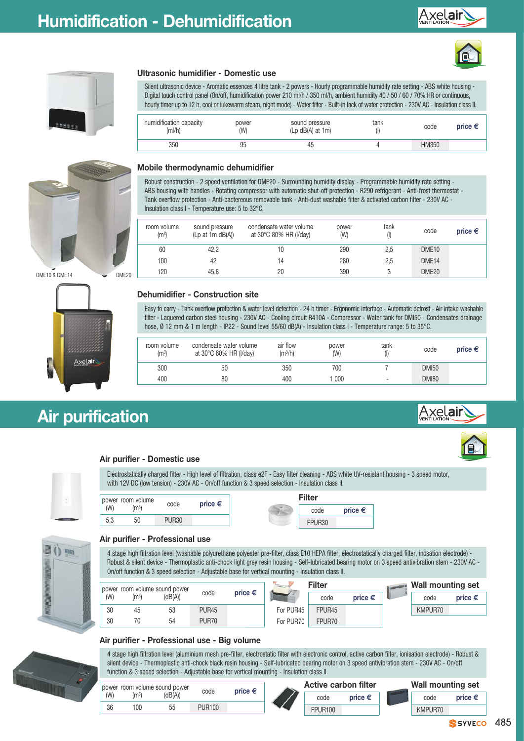# Humidification - Dehumidification

### Ultrasonic humidifier - Domestic use

Silent ultrasonic device - Aromatic essences 4 litre tank - 2 powers - Hourly programmable humidity rate setting - ABS white housing - Digital touch control panel (On/off, humidification power 210 ml/h / 350 ml/h, ambient humidity 40 / 50 / 60 / 70% HR or continuous, hourly timer up to 12 h, cool or lukewarm steam, night mode) - Water filter - Built-in lack of water protection - 230V AC - Insulation class II.

| humidification capacity (ml/h) | power (W) | sound pressure (Lp dB(A) at 1m) | tank (l) | code | price € |
|---|---|---|---|---|---|
| 350 | 95 | 45 | 4 | HM350 | |

### Mobile thermodynamic dehumidifier

Robust construction - 2 speed ventilation for DME20 - Surrounding humidity display - Programmable humidity rate setting - ABS housing with handles - Rotating compressor with automatic shut-off protection - R290 refrigerant - Anti-frost thermostat - Tank overflow protection - Anti-bactereous removable tank - Anti-dust washable filter & activated carbon filter - 230V AC - Insulation class I - Temperature use: 5 to 32°C.

| room volume (m³) | sound pressure (Lp at 1m dB(A)) | condensate water volume at 30°C 80% HR (l/day) | power (W) | tank (l) | code | price € |
|---|---|---|---|---|---|---|
| 60 | 42,2 | 10 | 290 | 2,5 | DME10 | |
| 100 | 42 | 14 | 280 | 2,5 | DME14 | |
| 120 | 45,8 | 20 | 390 | 3 | DME20 | |

DME10 & DME14 DME20

### Dehumidifier - Construction site

Easy to carry - Tank overflow protection & water level detection - 24 h timer - Ergonomic interface - Automatic defrost - Air intake washable filter - Laquered carbon steel housing - 230V AC - Cooling circuit R410A - Compressor - Water tank for DMI50 - Condensates drainage hose, Ø 12 mm & 1 m length - IP22 - Sound level 55/60 dB(A) - Insulation class I - Temperature range: 5 to 35°C.

| room volume (m³) | condensate water volume at 30°C 80% HR (l/day) | air flow (m³/h) | power (W) | tank (l) | code | price € |
|---|---|---|---|---|---|---|
| 300 | 50 | 350 | 700 | 7 | DMI50 | |
| 400 | 80 | 400 | 1 000 | - | DMI80 | |

# Air purification

### Air purifier - Domestic use

Electrostatically charged filter - High level of filtration, class e2F - Easy filter cleaning - ABS white UV-resistant housing - 3 speed motor, with 12V DC (low tension) - 230V AC - On/off function & 3 speed selection - Insulation class II.

| power (W) | room volume (m³) | code | price € |
|---|---|---|---|
| 5,3 | 50 | PUR30 | |

**Filter**

| code | price € |
|---|---|
| FPUR30 | |

### Air purifier - Professional use

4 stage high filtration level (washable polyurethane polyester pre-filter, class E10 HEPA filter, electrostatically charged filter, inosation electrode) - Robust & silent device - Thermoplastic anti-chock light grey resin housing - Self-lubricated bearing motor on 3 speed antivibration stem - 230V AC - On/off function & 3 speed selection - Adjustable base for vertical mounting - Insulation class II.

| power (W) | room volume (m³) | sound power (dB(A)) | code | price € |
|---|---|---|---|---|
| 30 | 45 | 53 | PUR45 | |
| 30 | 70 | 54 | PUR70 | |

**Filter**

| | code | price € |
|---|---|---|
| For PUR45 | FPUR45 | |
| For PUR70 | FPUR70 | |

**Wall mounting set**

| code | price € |
|---|---|
| KMPUR70 | |

### Air purifier - Professional use - Big volume

4 stage high filtration level (aluminium mesh pre-filter, electrostatic filter with electronic control, active carbon filter, ionisation electrode) - Robust & silent device - Thermoplastic anti-chock black resin housing - Self-lubricated bearing motor on 3 speed antivibration stem - 230V AC - On/off function & 3 speed selection - Adjustable base for vertical mounting - Insulation class II.

| power (W) | room volume (m³) | sound power (dB(A)) | code | price € |
|---|---|---|---|---|
| 36 | 100 | 55 | PUR100 | |

**Active carbon filter**

| code | price € |
|---|---|
| FPUR100 | |

**Wall mounting set**

| code | price € |
|---|---|
| KMPUR70 | |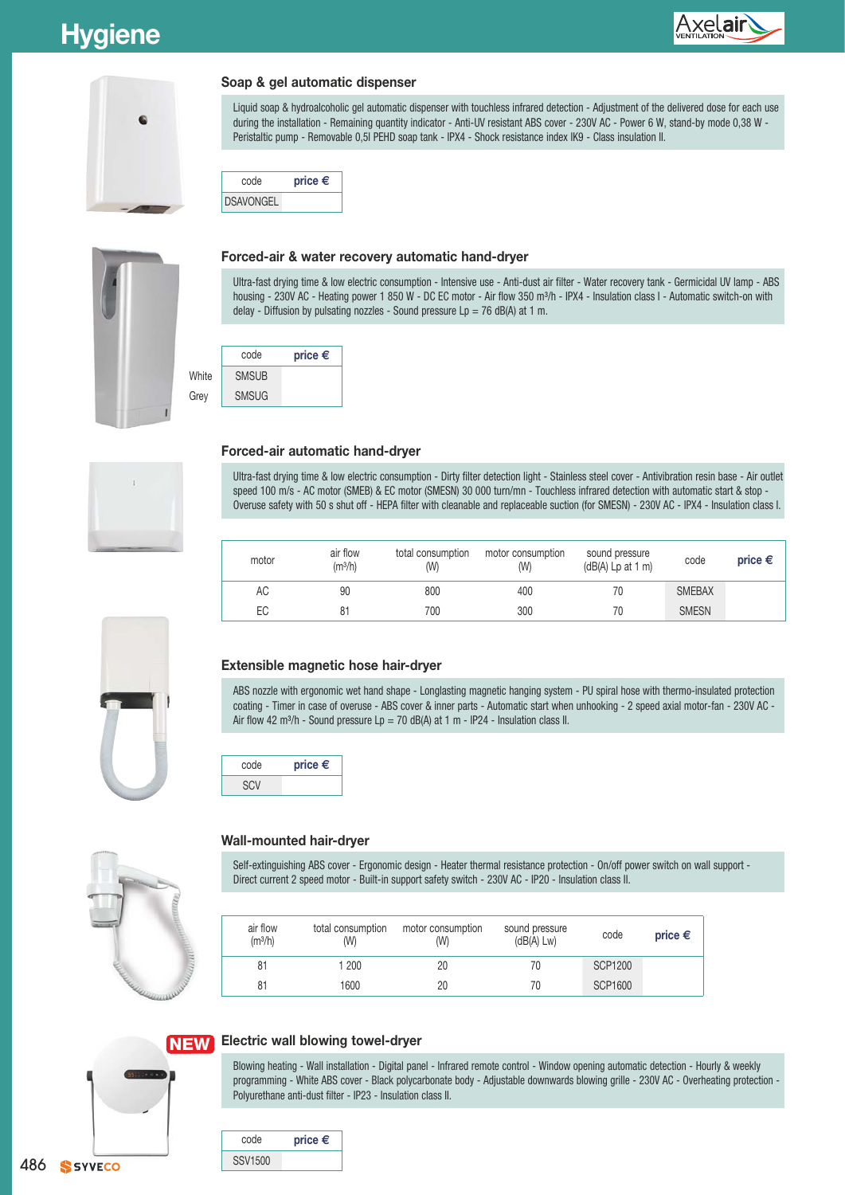# Hygiene

## Soap & gel automatic dispenser

Liquid soap & hydroalcoholic gel automatic dispenser with touchless infrared detection - Adjustment of the delivered dose for each use during the installation - Remaining quantity indicator - Anti-UV resistant ABS cover - 230V AC - Power 6 W, stand-by mode 0,38 W - Peristaltic pump - Removable 0,5l PEHD soap tank - IPX4 - Shock resistance index IK9 - Class insulation II.

| code | price € |
|---|---|
| DSAVONGEL | |

## Forced-air & water recovery automatic hand-dryer

Ultra-fast drying time & low electric consumption - Intensive use - Anti-dust air filter - Water recovery tank - Germicidal UV lamp - ABS housing - 230V AC - Heating power 1 850 W - DC EC motor - Air flow 350 m³/h - IPX4 - Insulation class I - Automatic switch-on with delay - Diffusion by pulsating nozzles - Sound pressure Lp = 76 dB(A) at 1 m.

| | code | price € |
|---|---|---|
| White | SMSUB | |
| Grey | SMSUG | |

## Forced-air automatic hand-dryer

Ultra-fast drying time & low electric consumption - Dirty filter detection light - Stainless steel cover - Antivibration resin base - Air outlet speed 100 m/s - AC motor (SMEB) & EC motor (SMESN) 30 000 turn/mn - Touchless infrared detection with automatic start & stop - Overuse safety with 50 s shut off - HEPA filter with cleanable and replaceable suction (for SMESN) - 230V AC - IPX4 - Insulation class I.

| motor | air flow (m³/h) | total consumption (W) | motor consumption (W) | sound pressure (dB(A) Lp at 1 m) | code | price € |
|---|---|---|---|---|---|---|
| AC | 90 | 800 | 400 | 70 | SMEBAX | |
| EC | 81 | 700 | 300 | 70 | SMESN | |

## Extensible magnetic hose hair-dryer

ABS nozzle with ergonomic wet hand shape - Longlasting magnetic hanging system - PU spiral hose with thermo-insulated protection coating - Timer in case of overuse - ABS cover & inner parts - Automatic start when unhooking - 2 speed axial motor-fan - 230V AC - Air flow 42 m³/h - Sound pressure Lp = 70 dB(A) at 1 m - IP24 - Insulation class II.

| code | price € |
|---|---|
| SCV | |

## Wall-mounted hair-dryer

Self-extinguishing ABS cover - Ergonomic design - Heater thermal resistance protection - On/off power switch on wall support - Direct current 2 speed motor - Built-in support safety switch - 230V AC - IP20 - Insulation class II.

| air flow (m³/h) | total consumption (W) | motor consumption (W) | sound pressure (dB(A) Lw) | code | price € |
|---|---|---|---|---|---|
| 81 | 1 200 | 20 | 70 | SCP1200 | |
| 81 | 1600 | 20 | 70 | SCP1600 | |

## NEW Electric wall blowing towel-dryer

Blowing heating - Wall installation - Digital panel - Infrared remote control - Window opening automatic detection - Hourly & weekly programming - White ABS cover - Black polycarbonate body - Adjustable downwards blowing grille - 230V AC - Overheating protection - Polyurethane anti-dust filter - IP23 - Insulation class II.

| code | price € |
|---|---|
| SSV1500 | |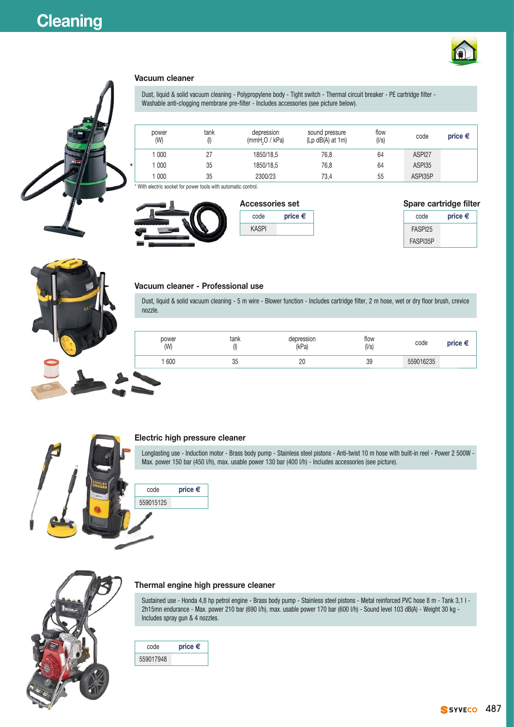# Cleaning

## Vacuum cleaner

Dust, liquid & solid vacuum cleaning - Polypropylene body - Tight switch - Thermal circuit breaker - PE cartridge filter - Washable anti-clogging membrane pre-filter - Includes accessories (see picture below).

| | power (W) | tank (l) | depression ($mmH_2O$ / kPa) | sound pressure (Lp dB(A) at 1m) | flow (l/s) | code | price € |
|---|---|---|---|---|---|---|---|
| | 1 000 | 27 | 1850/18,5 | 76,8 | 64 | ASPI27 | |
| * | 1 000 | 35 | 1850/18,5 | 76,8 | 64 | ASPI35 | |
| | 1 000 | 35 | 2300/23 | 73,4 | 55 | ASPI35P | |

* With electric socket for power tools with automatic control.

### Accessories set

| code | price € |
|---|---|
| KASPI | |

### Spare cartridge filter

| code | price € |
|---|---|
| FASPI25 | |
| FASPI35P | |

## Vacuum cleaner - Professional use

Dust, liquid & solid vacuum cleaning - 5 m wire - Blower function - Includes cartridge filter, 2 m hose, wet or dry floor brush, crevice nozzle.

| power (W) | tank (l) | depression (kPa) | flow (l/s) | code | price € |
|---|---|---|---|---|---|
| 1 600 | 35 | 20 | 39 | 559016235 | |

## Electric high pressure cleaner

Longlasting use - Induction motor - Brass body pump - Stainless steel pistons - Anti-twist 10 m hose with built-in reel - Power 2 500W - Max. power 150 bar (450 l/h), max. usable power 130 bar (400 l/h) - Includes accessories (see picture).

| code | price € |
|---|---|
| 559015125 | |

## Thermal engine high pressure cleaner

Sustained use - Honda 4,8 hp petrol engine - Brass body pump - Stainless steel pistons - Metal reinforced PVC hose 8 m - Tank 3,1 l - 2h15mn endurance - Max. power 210 bar (690 l/h), max. usable power 170 bar (600 l/h) - Sound level 103 dB(A) - Weight 30 kg - Includes spray gun & 4 nozzles.

| code | price € |
|---|---|
| 559017948 | |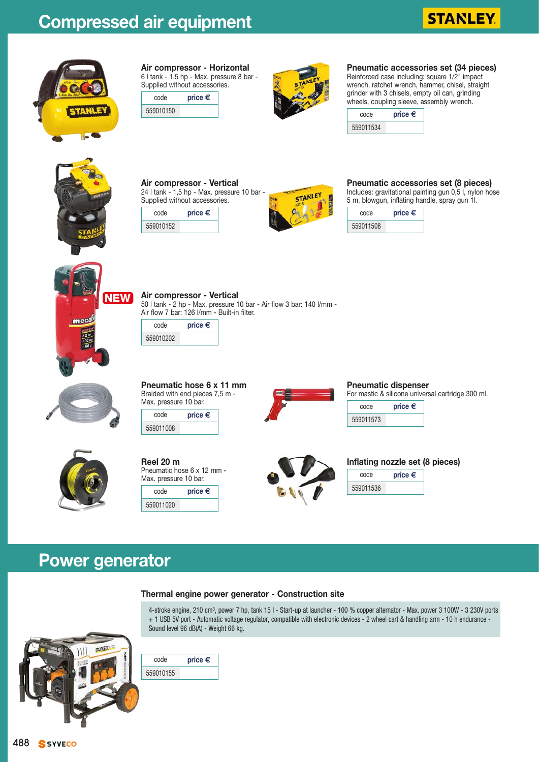# Compressed air equipment

### Air compressor - Horizontal

6 l tank - 1,5 hp - Max. pressure 8 bar - Supplied without accessories.

| code | price € |
|---|---|
| 559010150 | |

### Pneumatic accessories set (34 pieces)

Reinforced case including: square 1/2" impact wrench, ratchet wrench, hammer, chisel, straight grinder with 3 chisels, empty oil can, grinding wheels, coupling sleeve, assembly wrench.

| code | price € |
|---|---|
| 559011534 | |

### Air compressor - Vertical

24 l tank - 1,5 hp - Max. pressure 10 bar - Supplied without accessories.

| code | price € |
|---|---|
| 559010152 | |

### Pneumatic accessories set (8 pieces)

Includes: gravitational painting gun 0,5 l, nylon hose 5 m, blowgun, inflating handle, spray gun 1l.

| code | price € |
|---|---|
| 559011508 | |

NEW

### Air compressor - Vertical

50 l tank - 2 hp - Max. pressure 10 bar - Air flow 3 bar: 140 l/mm - Air flow 7 bar: 126 l/mm - Built-in filter.

| code | price € |
|---|---|
| 559010202 | |

### Pneumatic hose 6 x 11 mm

Braided with end pieces 7,5 m - Max. pressure 10 bar.

| code | price € |
|---|---|
| 559011008 | |

### Pneumatic dispenser

For mastic & silicone universal cartridge 300 ml.

| code | price € |
|---|---|
| 559011573 | |

### Reel 20 m

Pneumatic hose 6 x 12 mm - Max. pressure 10 bar.

| code | price € |
|---|---|
| 559011020 | |

### Inflating nozzle set (8 pieces)

| code | price € |
|---|---|
| 559011536 | |

# Power generator

### Thermal engine power generator - Construction site

4-stroke engine, 210 cm³, power 7 hp, tank 15 l - Start-up at launcher - 100 % copper alternator - Max. power 3 100W - 3 230V ports + 1 USB 5V port - Automatic voltage regulator, compatible with electronic devices - 2 wheel cart & handling arm - 10 h endurance - Sound level 96 dB(A) - Weight 66 kg.

| code | price € |
|---|---|
| 559010155 | |